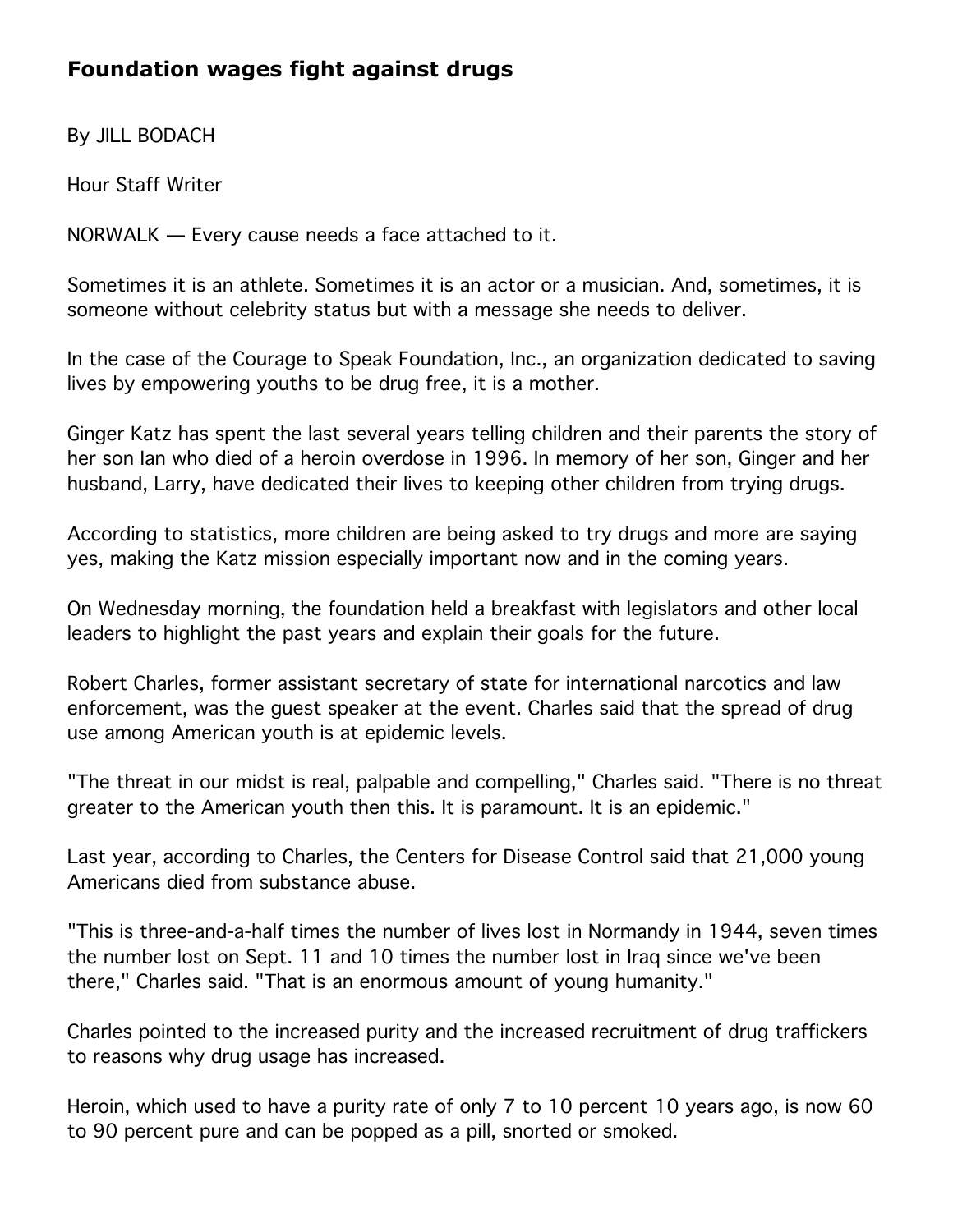# Foundation wages fight against drugs

By JILL BODACH

Hour Staff Writer

NORWALK — Every cause needs a face attached to it.

Sometimes it is an athlete. Sometimes it is an actor or a musician. And, sometimes, it is someone without celebrity status but with a message she needs to deliver.

In the case of the Courage to Speak Foundation, Inc., an organization dedicated to saving lives by empowering youths to be drug free, it is a mother.

Ginger Katz has spent the last several years telling children and their parents the story of her son Ian who died of a heroin overdose in 1996. In memory of her son, Ginger and her husband, Larry, have dedicated their lives to keeping other children from trying drugs.

According to statistics, more children are being asked to try drugs and more are saying yes, making the Katz mission especially important now and in the coming years.

On Wednesday morning, the foundation held a breakfast with legislators and other local leaders to highlight the past years and explain their goals for the future.

Robert Charles, former assistant secretary of state for international narcotics and law enforcement, was the guest speaker at the event. Charles said that the spread of drug use among American youth is at epidemic levels.

"The threat in our midst is real, palpable and compelling," Charles said. "There is no threat greater to the American youth then this. It is paramount. It is an epidemic."

Last year, according to Charles, the Centers for Disease Control said that 21,000 young Americans died from substance abuse.

"This is three-and-a-half times the number of lives lost in Normandy in 1944, seven times the number lost on Sept. 11 and 10 times the number lost in Iraq since we've been there," Charles said. "That is an enormous amount of young humanity."

Charles pointed to the increased purity and the increased recruitment of drug traffickers to reasons why drug usage has increased.

Heroin, which used to have a purity rate of only 7 to 10 percent 10 years ago, is now 60 to 90 percent pure and can be popped as a pill, snorted or smoked.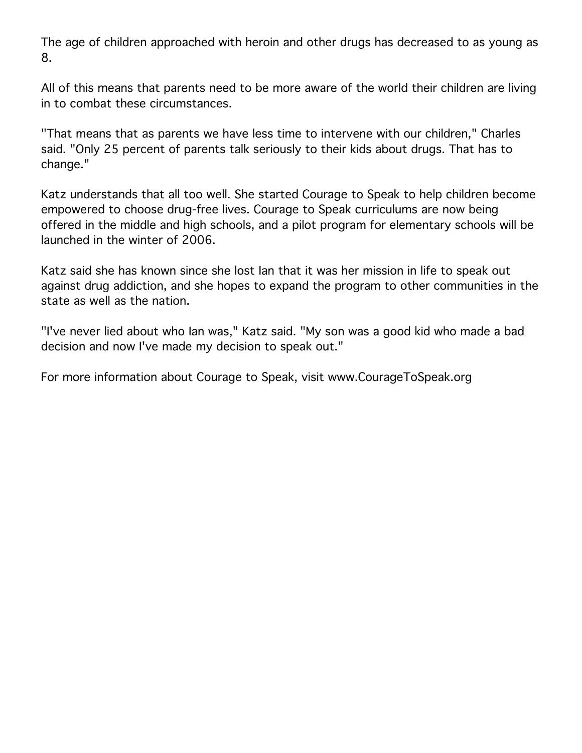The age of children approached with heroin and other drugs has decreased to as young as 8.

All of this means that parents need to be more aware of the world their children are living in to combat these circumstances.

"That means that as parents we have less time to intervene with our children," Charles said. "Only 25 percent of parents talk seriously to their kids about drugs. That has to change."

Katz understands that all too well. She started Courage to Speak to help children become empowered to choose drug-free lives. Courage to Speak curriculums are now being offered in the middle and high schools, and a pilot program for elementary schools will be launched in the winter of 2006.

Katz said she has known since she lost Ian that it was her mission in life to speak out against drug addiction, and she hopes to expand the program to other communities in the state as well as the nation.

"I've never lied about who Ian was," Katz said. "My son was a good kid who made a bad decision and now I've made my decision to speak out."

For more information about Courage to Speak, visit www.CourageToSpeak.org